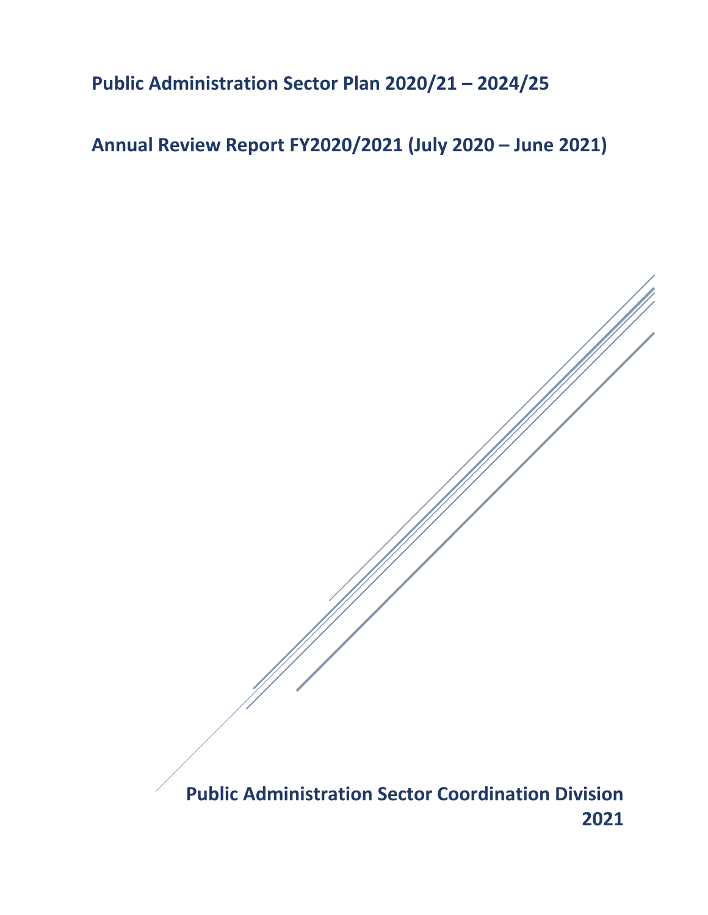# Public Administration Sector Plan 2020/21 – 2024/25

# Annual Review Report FY2020/2021 (July 2020 – June 2021)

**Public Administration Sector Coordination Division**
**2021**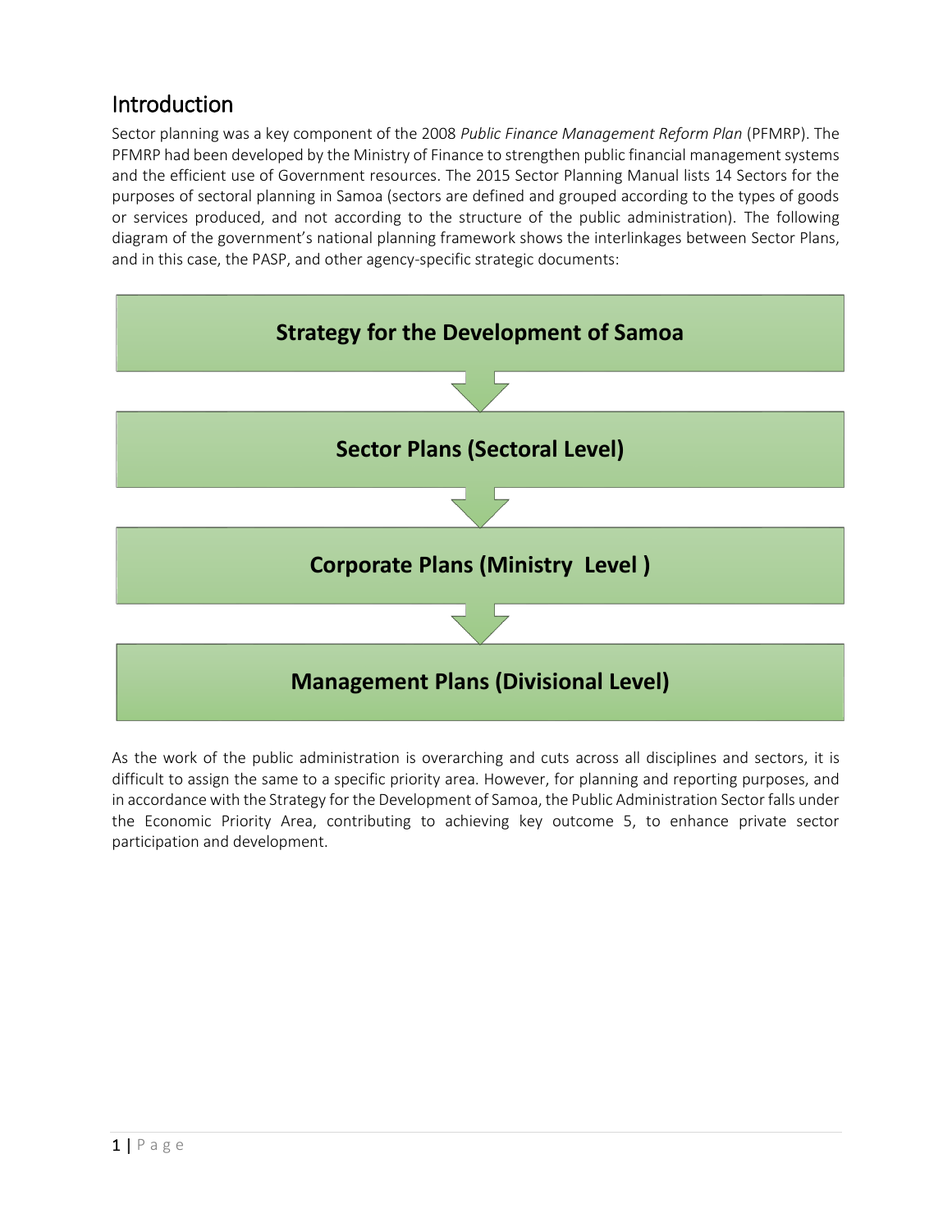## Introduction

Sector planning was a key component of the 2008 *Public Finance Management Reform Plan* (PFMRP). The PFMRP had been developed by the Ministry of Finance to strengthen public financial management systems and the efficient use of Government resources. The 2015 Sector Planning Manual lists 14 Sectors for the purposes of sectoral planning in Samoa (sectors are defined and grouped according to the types of goods or services produced, and not according to the structure of the public administration). The following diagram of the government's national planning framework shows the interlinkages between Sector Plans, and in this case, the PASP, and other agency-specific strategic documents:

**Strategy for the Development of Samoa**

↓

**Sector Plans (Sectoral Level)**

↓

**Corporate Plans (Ministry Level )**

↓

**Management Plans (Divisional Level)**

As the work of the public administration is overarching and cuts across all disciplines and sectors, it is difficult to assign the same to a specific priority area. However, for planning and reporting purposes, and in accordance with the Strategy for the Development of Samoa, the Public Administration Sector falls under the Economic Priority Area, contributing to achieving key outcome 5, to enhance private sector participation and development.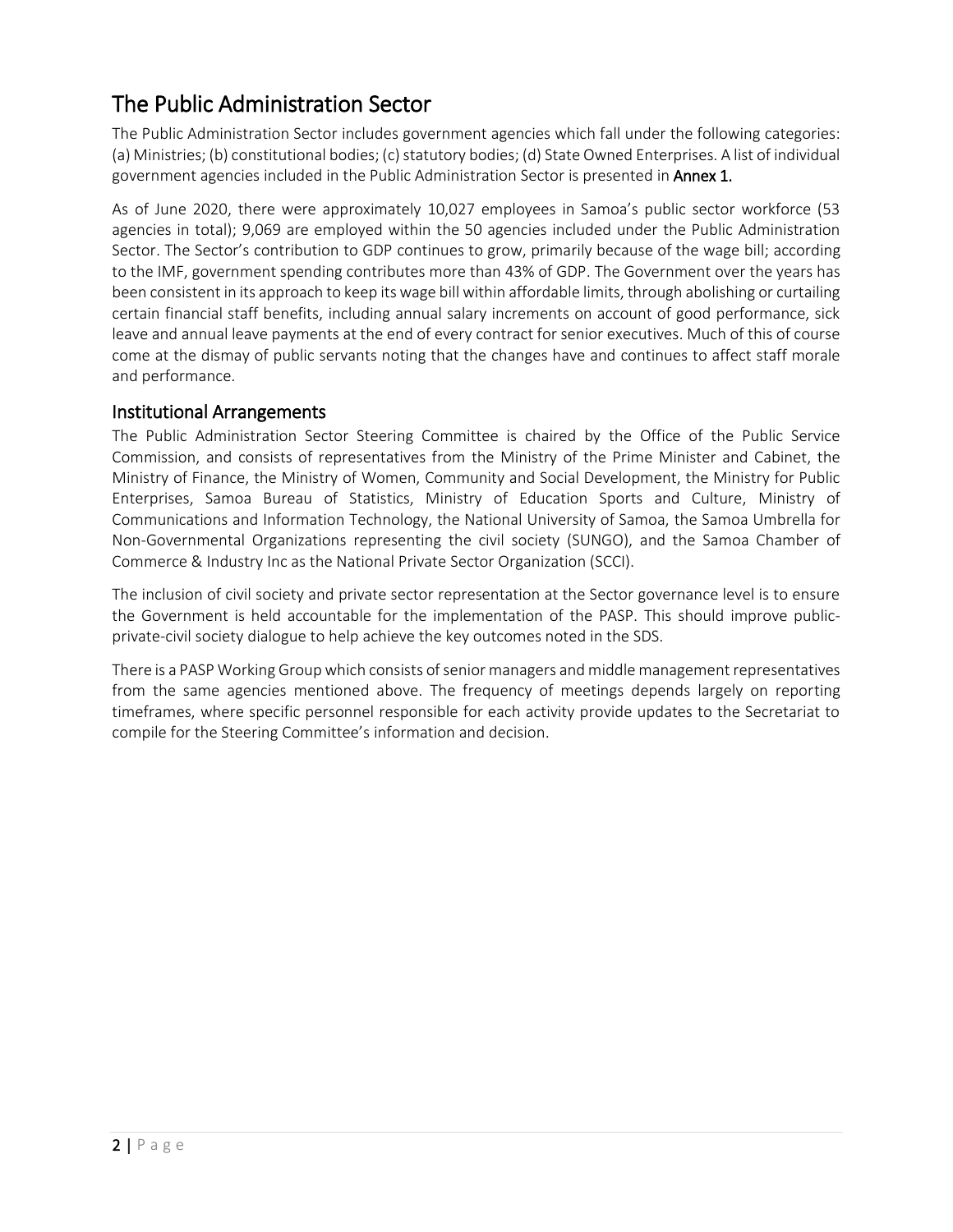# The Public Administration Sector

The Public Administration Sector includes government agencies which fall under the following categories: (a) Ministries; (b) constitutional bodies; (c) statutory bodies; (d) State Owned Enterprises. A list of individual government agencies included in the Public Administration Sector is presented in **Annex 1.**

As of June 2020, there were approximately 10,027 employees in Samoa's public sector workforce (53 agencies in total); 9,069 are employed within the 50 agencies included under the Public Administration Sector. The Sector's contribution to GDP continues to grow, primarily because of the wage bill; according to the IMF, government spending contributes more than 43% of GDP. The Government over the years has been consistent in its approach to keep its wage bill within affordable limits, through abolishing or curtailing certain financial staff benefits, including annual salary increments on account of good performance, sick leave and annual leave payments at the end of every contract for senior executives. Much of this of course come at the dismay of public servants noting that the changes have and continues to affect staff morale and performance.

## Institutional Arrangements

The Public Administration Sector Steering Committee is chaired by the Office of the Public Service Commission, and consists of representatives from the Ministry of the Prime Minister and Cabinet, the Ministry of Finance, the Ministry of Women, Community and Social Development, the Ministry for Public Enterprises, Samoa Bureau of Statistics, Ministry of Education Sports and Culture, Ministry of Communications and Information Technology, the National University of Samoa, the Samoa Umbrella for Non-Governmental Organizations representing the civil society (SUNGO), and the Samoa Chamber of Commerce & Industry Inc as the National Private Sector Organization (SCCI).

The inclusion of civil society and private sector representation at the Sector governance level is to ensure the Government is held accountable for the implementation of the PASP. This should improve public-private-civil society dialogue to help achieve the key outcomes noted in the SDS.

There is a PASP Working Group which consists of senior managers and middle management representatives from the same agencies mentioned above. The frequency of meetings depends largely on reporting timeframes, where specific personnel responsible for each activity provide updates to the Secretariat to compile for the Steering Committee's information and decision.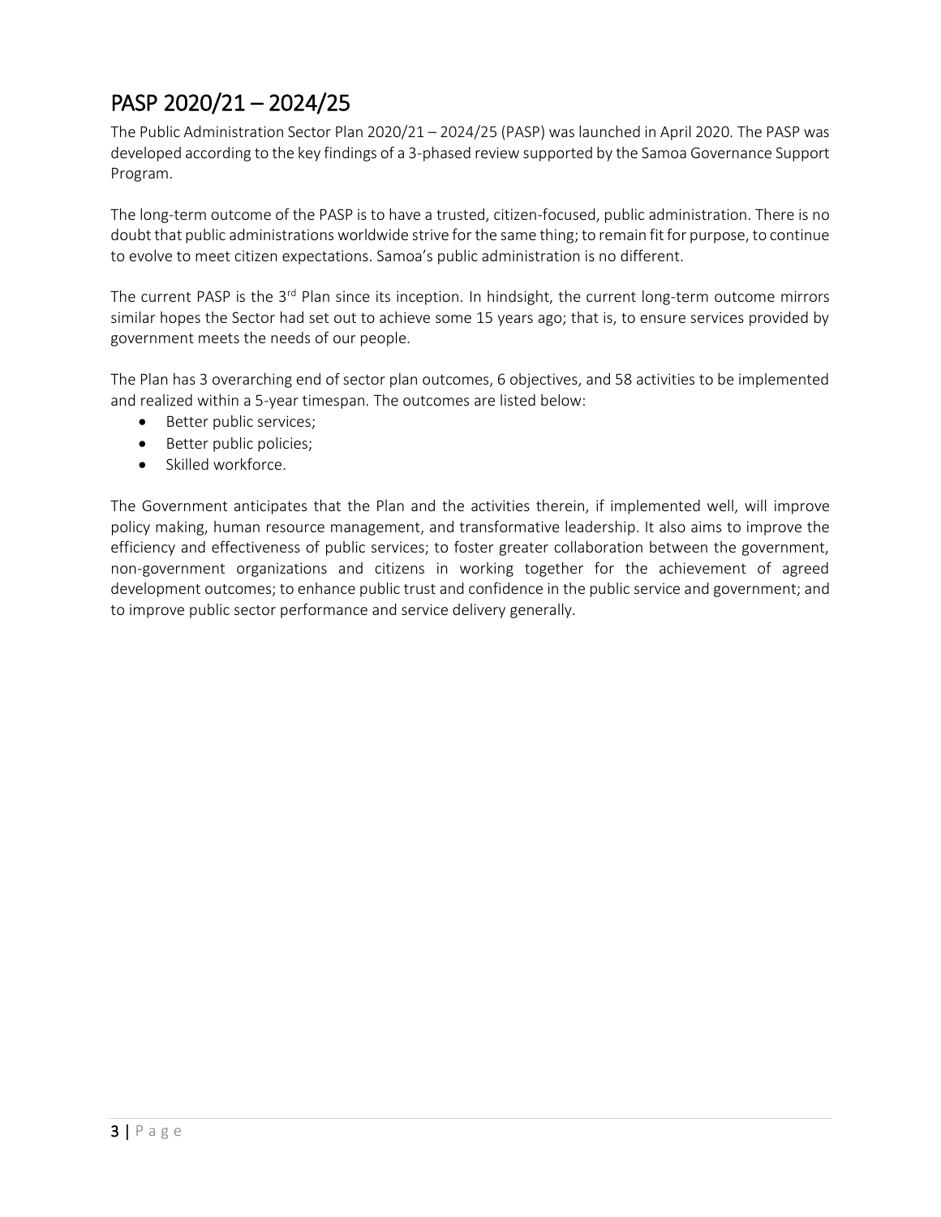## PASP 2020/21 – 2024/25

The Public Administration Sector Plan 2020/21 – 2024/25 (PASP) was launched in April 2020. The PASP was developed according to the key findings of a 3-phased review supported by the Samoa Governance Support Program.

The long-term outcome of the PASP is to have a trusted, citizen-focused, public administration. There is no doubt that public administrations worldwide strive for the same thing; to remain fit for purpose, to continue to evolve to meet citizen expectations. Samoa's public administration is no different.

The current PASP is the 3rd Plan since its inception. In hindsight, the current long-term outcome mirrors similar hopes the Sector had set out to achieve some 15 years ago; that is, to ensure services provided by government meets the needs of our people.

The Plan has 3 overarching end of sector plan outcomes, 6 objectives, and 58 activities to be implemented and realized within a 5-year timespan. The outcomes are listed below:

- Better public services;
- Better public policies;
- Skilled workforce.

The Government anticipates that the Plan and the activities therein, if implemented well, will improve policy making, human resource management, and transformative leadership. It also aims to improve the efficiency and effectiveness of public services; to foster greater collaboration between the government, non-government organizations and citizens in working together for the achievement of agreed development outcomes; to enhance public trust and confidence in the public service and government; and to improve public sector performance and service delivery generally.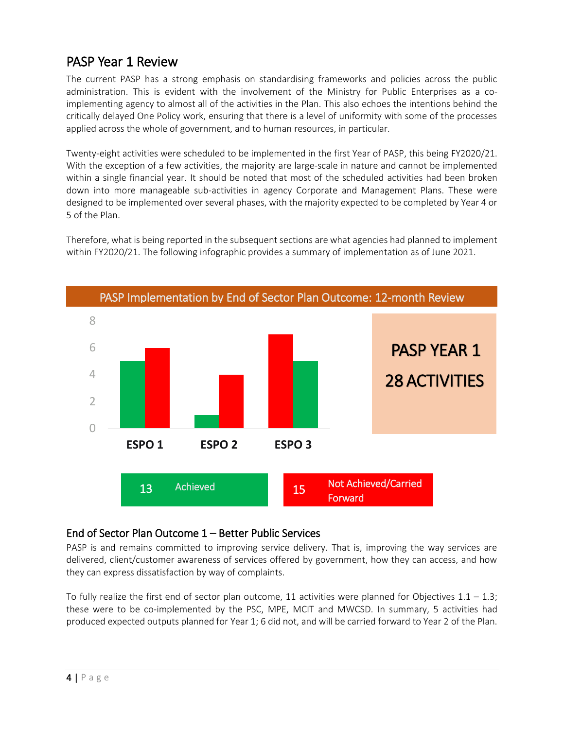## PASP Year 1 Review

The current PASP has a strong emphasis on standardising frameworks and policies across the public administration. This is evident with the involvement of the Ministry for Public Enterprises as a co-implementing agency to almost all of the activities in the Plan. This also echoes the intentions behind the critically delayed One Policy work, ensuring that there is a level of uniformity with some of the processes applied across the whole of government, and to human resources, in particular.

Twenty-eight activities were scheduled to be implemented in the first Year of PASP, this being FY2020/21. With the exception of a few activities, the majority are large-scale in nature and cannot be implemented within a single financial year. It should be noted that most of the scheduled activities had been broken down into more manageable sub-activities in agency Corporate and Management Plans. These were designed to be implemented over several phases, with the majority expected to be completed by Year 4 or 5 of the Plan.

Therefore, what is being reported in the subsequent sections are what agencies had planned to implement within FY2020/21. The following infographic provides a summary of implementation as of June 2021.

**PASP Implementation by End of Sector Plan Outcome: 12-month Review**

| | Achieved | Not Achieved/Carried Forward |
|---|---|---|
| ESPO 1 | 5 | 6 |
| ESPO 2 | 1 | 4 |
| ESPO 3 | 5 | 7 |

**PASP YEAR 1**
**28 ACTIVITIES**

13 Achieved | 15 Not Achieved/Carried Forward

### End of Sector Plan Outcome 1 – Better Public Services

PASP is and remains committed to improving service delivery. That is, improving the way services are delivered, client/customer awareness of services offered by government, how they can access, and how they can express dissatisfaction by way of complaints.

To fully realize the first end of sector plan outcome, 11 activities were planned for Objectives 1.1 – 1.3; these were to be co-implemented by the PSC, MPE, MCIT and MWCSD. In summary, 5 activities had produced expected outputs planned for Year 1; 6 did not, and will be carried forward to Year 2 of the Plan.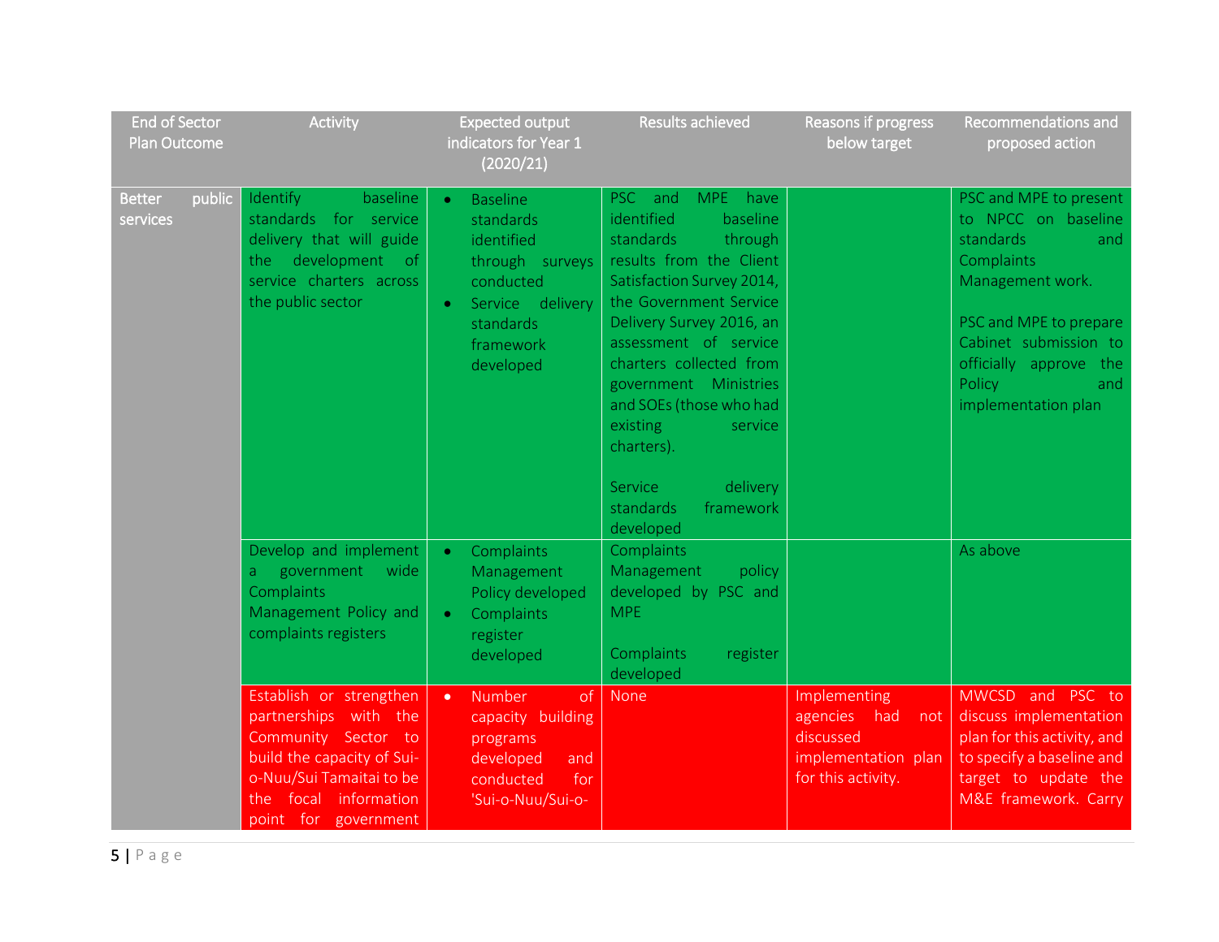| End of Sector Plan Outcome | Activity | Expected output indicators for Year 1 (2020/21) | Results achieved | Reasons if progress below target | Recommendations and proposed action |
|---|---|---|---|---|---|
| Better public services | Identify baseline standards for service delivery that will guide the development of service charters across the public sector | • Baseline standards identified through surveys conducted<br>• Service delivery standards framework developed | PSC and MPE have identified baseline standards through results from the Client Satisfaction Survey 2014, the Government Service Delivery Survey 2016, an assessment of service charters collected from government Ministries and SOEs (those who had existing service charters).<br><br>Service delivery standards framework developed | | PSC and MPE to present to NPCC on baseline standards and Complaints Management work.<br><br>PSC and MPE to prepare Cabinet submission to officially approve the Policy and implementation plan |
| | Develop and implement a government wide Complaints Management Policy and complaints registers | • Complaints Management Policy developed<br>• Complaints register developed | Complaints Management policy developed by PSC and MPE<br><br>Complaints register developed | | As above |
| | Establish or strengthen partnerships with the Community Sector to build the capacity of Sui-o-Nuu/Sui Tamaitai to be the focal information point for government | • Number of capacity building programs developed and conducted for 'Sui-o-Nuu/Sui-o- | None | Implementing agencies had not discussed implementation plan for this activity. | MWCSD and PSC to discuss implementation plan for this activity, and to specify a baseline and target to update the M&E framework. Carry |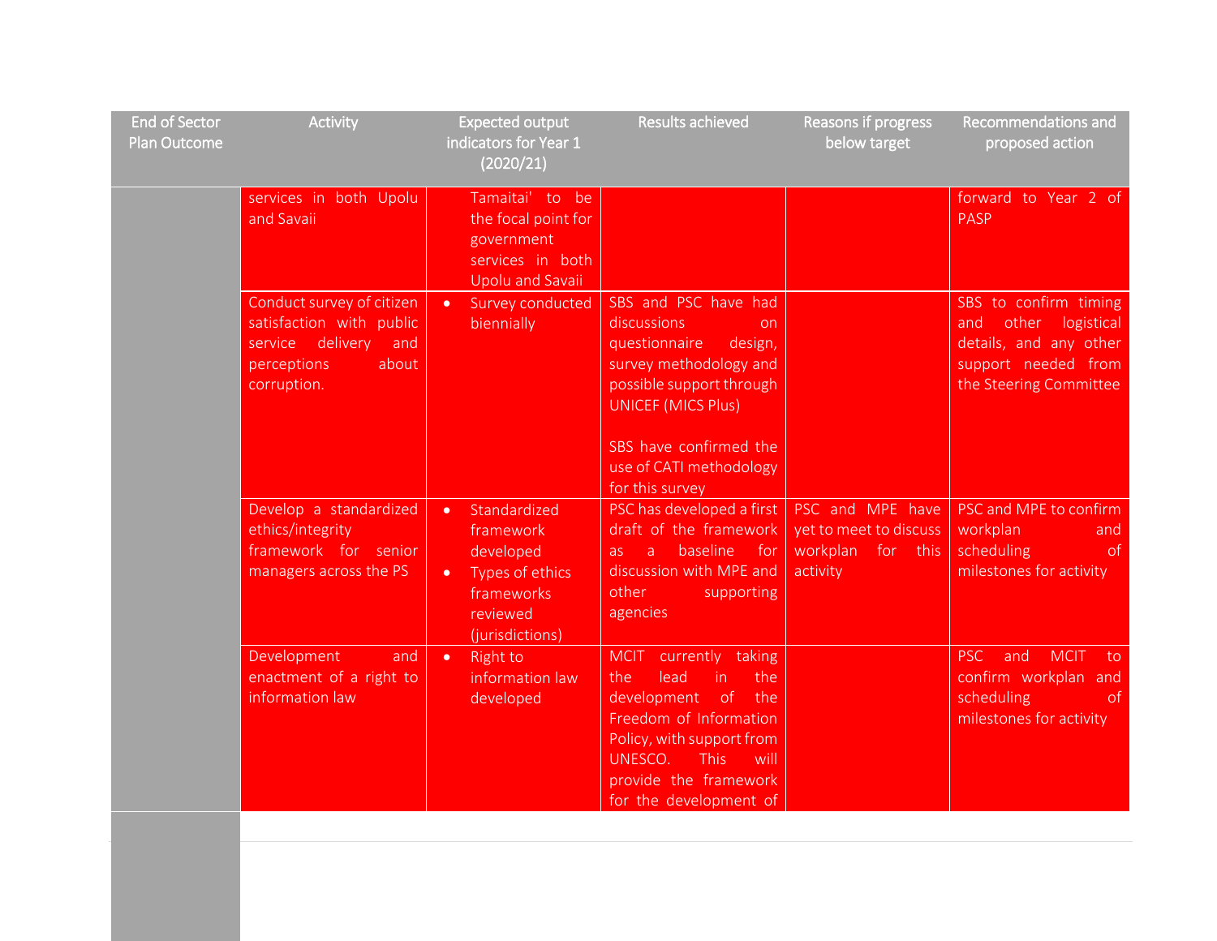| End of Sector Plan Outcome | Activity | Expected output indicators for Year 1 (2020/21) | Results achieved | Reasons if progress below target | Recommendations and proposed action |
|---|---|---|---|---|---|
| | services in both Upolu and Savaii | Tamaitai' to be the focal point for government services in both Upolu and Savaii | | | forward to Year 2 of PASP |
| | Conduct survey of citizen satisfaction with public service delivery and perceptions about corruption. | • Survey conducted biennially | SBS and PSC have had discussions on questionnaire design, survey methodology and possible support through UNICEF (MICS Plus)<br><br>SBS have confirmed the use of CATI methodology for this survey | | SBS to confirm timing and other logistical details, and any other support needed from the Steering Committee |
| | Develop a standardized ethics/integrity framework for senior managers across the PS | • Standardized framework developed<br>• Types of ethics frameworks reviewed (jurisdictions) | PSC has developed a first draft of the framework as a baseline for discussion with MPE and other supporting agencies | PSC and MPE have yet to meet to discuss workplan for this activity | PSC and MPE to confirm workplan and scheduling of milestones for activity |
| | Development and enactment of a right to information law | • Right to information law developed | MCIT currently taking the lead in the development of the Freedom of Information Policy, with support from UNESCO. This will provide the framework for the development of | | PSC and MCIT to confirm workplan and scheduling of milestones for activity |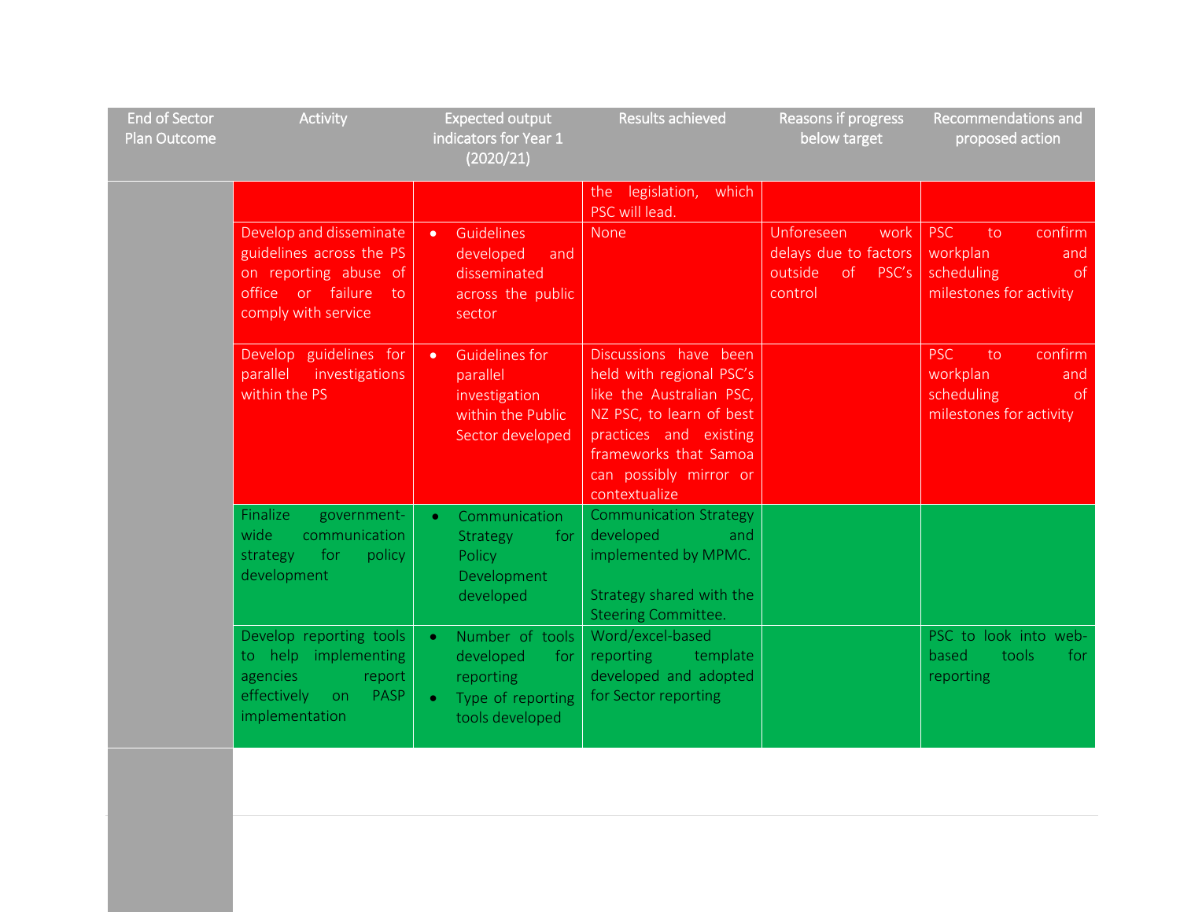| End of Sector Plan Outcome | Activity | Expected output indicators for Year 1 (2020/21) | Results achieved | Reasons if progress below target | Recommendations and proposed action |
|---|---|---|---|---|---|
| | | | the legislation, which PSC will lead. | | |
| | Develop and disseminate guidelines across the PS on reporting abuse of office or failure to comply with service | • Guidelines developed and disseminated across the public sector | None | Unforeseen work delays due to factors outside of PSC's control | PSC to confirm workplan and scheduling of milestones for activity |
| | Develop guidelines for parallel investigations within the PS | • Guidelines for parallel investigation within the Public Sector developed | Discussions have been held with regional PSC's like the Australian PSC, NZ PSC, to learn of best practices and existing frameworks that Samoa can possibly mirror or contextualize | | PSC to confirm workplan and scheduling of milestones for activity |
| | Finalize government-wide communication strategy for policy development | • Communication Strategy for Policy Development developed | Communication Strategy developed and implemented by MPMC.<br><br>Strategy shared with the Steering Committee. | | |
| | Develop reporting tools to help implementing agencies report effectively on PASP implementation | • Number of tools developed for reporting<br>• Type of reporting tools developed | Word/excel-based reporting template developed and adopted for Sector reporting | | PSC to look into web-based tools for reporting |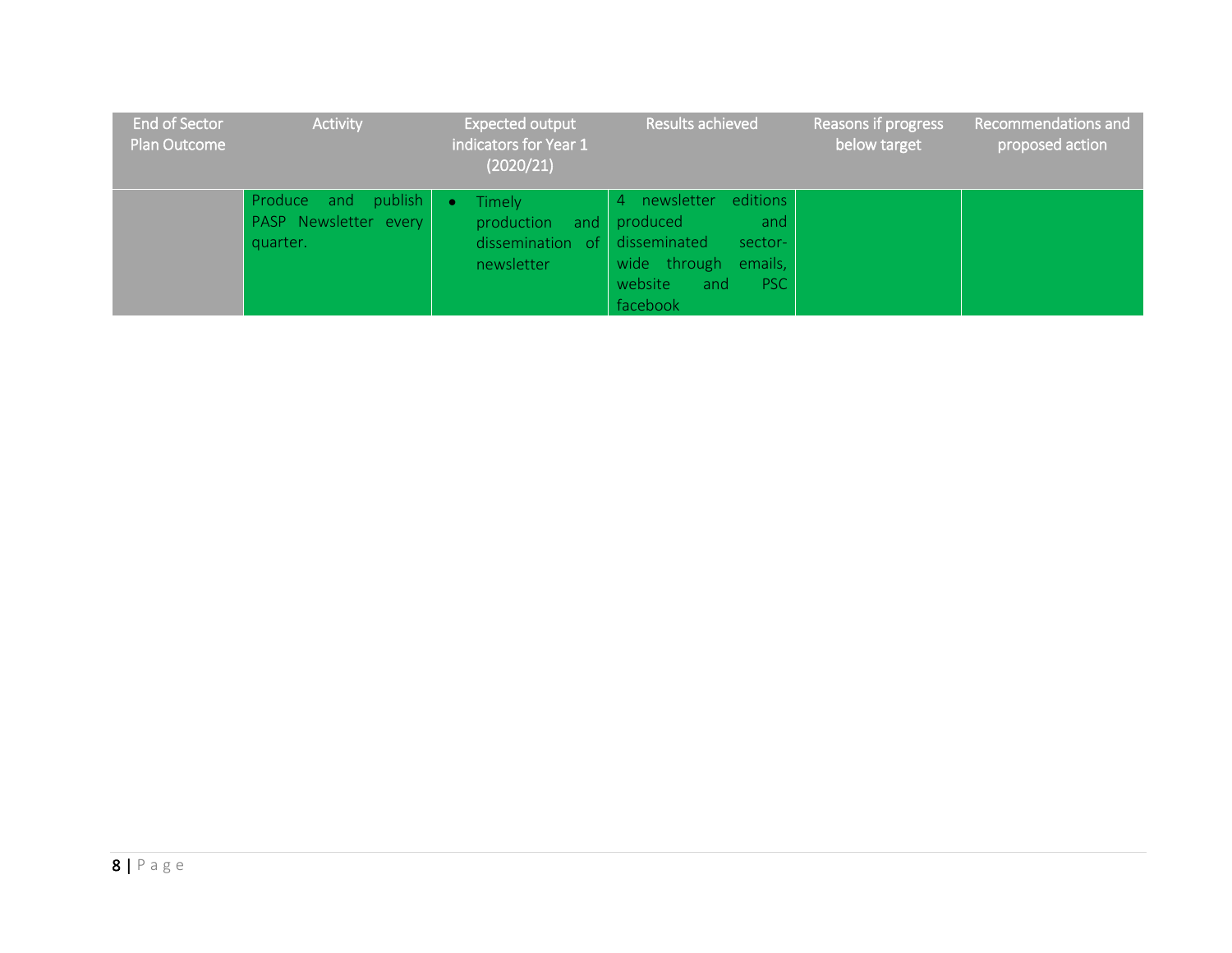| End of Sector Plan Outcome | Activity | Expected output indicators for Year 1 (2020/21) | Results achieved | Reasons if progress below target | Recommendations and proposed action |
|---|---|---|---|---|---|
| | Produce and publish PASP Newsletter every quarter. | • Timely production and dissemination of newsletter | 4 newsletter editions produced and disseminated sector-wide through emails, website and PSC facebook | | |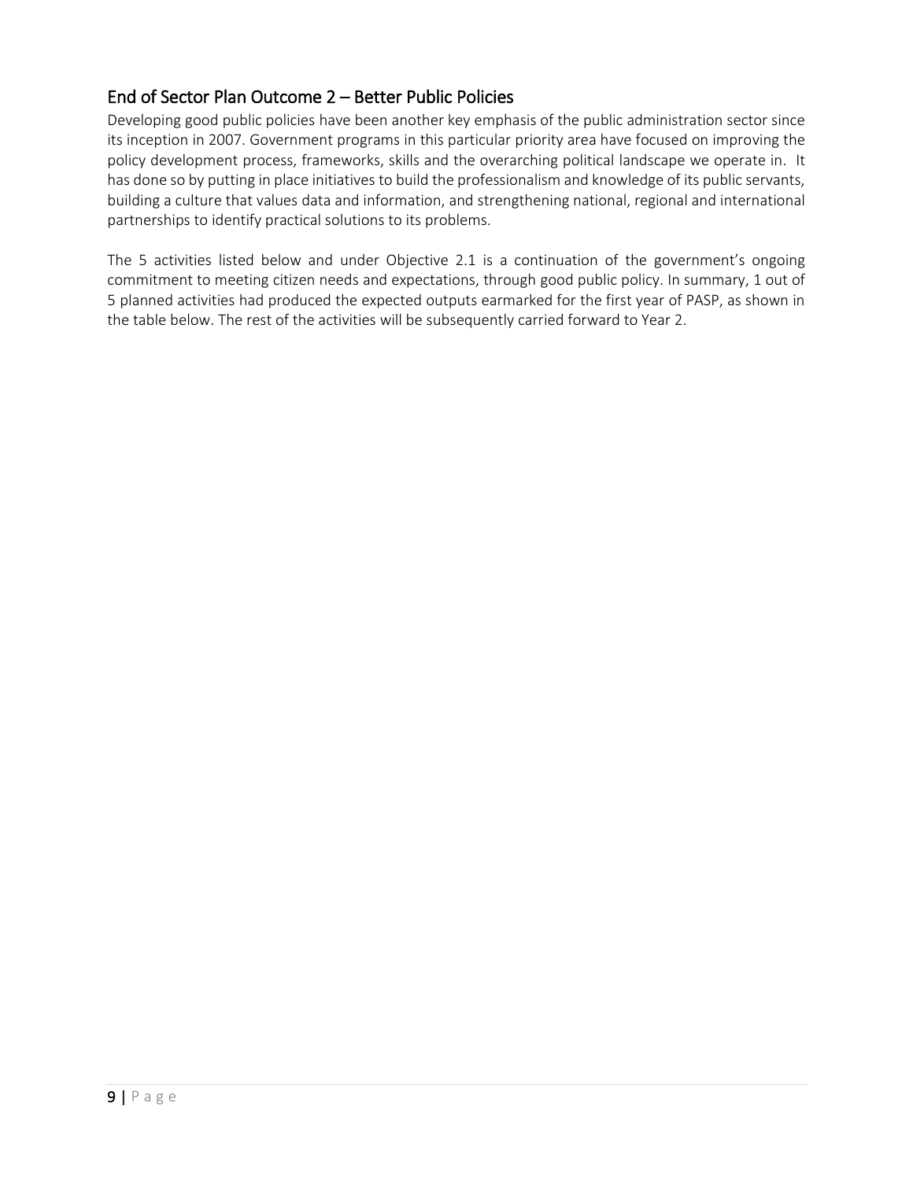## End of Sector Plan Outcome 2 – Better Public Policies

Developing good public policies have been another key emphasis of the public administration sector since its inception in 2007. Government programs in this particular priority area have focused on improving the policy development process, frameworks, skills and the overarching political landscape we operate in. It has done so by putting in place initiatives to build the professionalism and knowledge of its public servants, building a culture that values data and information, and strengthening national, regional and international partnerships to identify practical solutions to its problems.

The 5 activities listed below and under Objective 2.1 is a continuation of the government's ongoing commitment to meeting citizen needs and expectations, through good public policy. In summary, 1 out of 5 planned activities had produced the expected outputs earmarked for the first year of PASP, as shown in the table below. The rest of the activities will be subsequently carried forward to Year 2.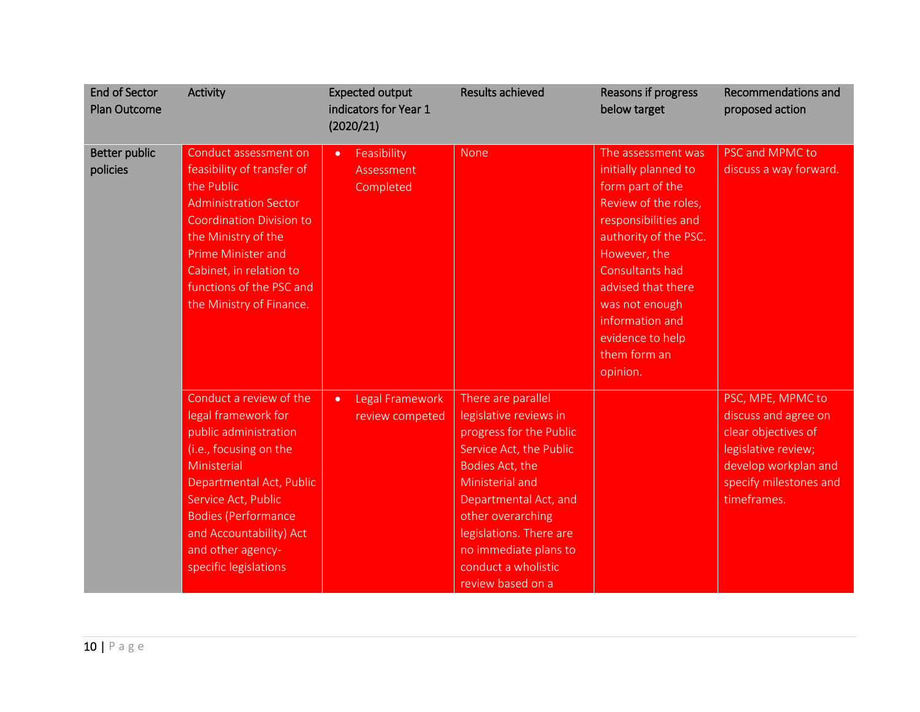| End of Sector Plan Outcome | Activity | Expected output indicators for Year 1 (2020/21) | Results achieved | Reasons if progress below target | Recommendations and proposed action |
|---|---|---|---|---|---|
| Better public policies | Conduct assessment on feasibility of transfer of the Public Administration Sector Coordination Division to the Ministry of the Prime Minister and Cabinet, in relation to functions of the PSC and the Ministry of Finance. | • Feasibility Assessment Completed | None | The assessment was initially planned to form part of the Review of the roles, responsibilities and authority of the PSC. However, the Consultants had advised that there was not enough information and evidence to help them form an opinion. | PSC and MPMC to discuss a way forward. |
| | Conduct a review of the legal framework for public administration (i.e., focusing on the Ministerial Departmental Act, Public Service Act, Public Bodies (Performance and Accountability) Act and other agency-specific legislations | • Legal Framework review competed | There are parallel legislative reviews in progress for the Public Service Act, the Public Bodies Act, the Ministerial and Departmental Act, and other overarching legislations. There are no immediate plans to conduct a wholistic review based on a | | PSC, MPE, MPMC to discuss and agree on clear objectives of legislative review; develop workplan and specify milestones and timeframes. |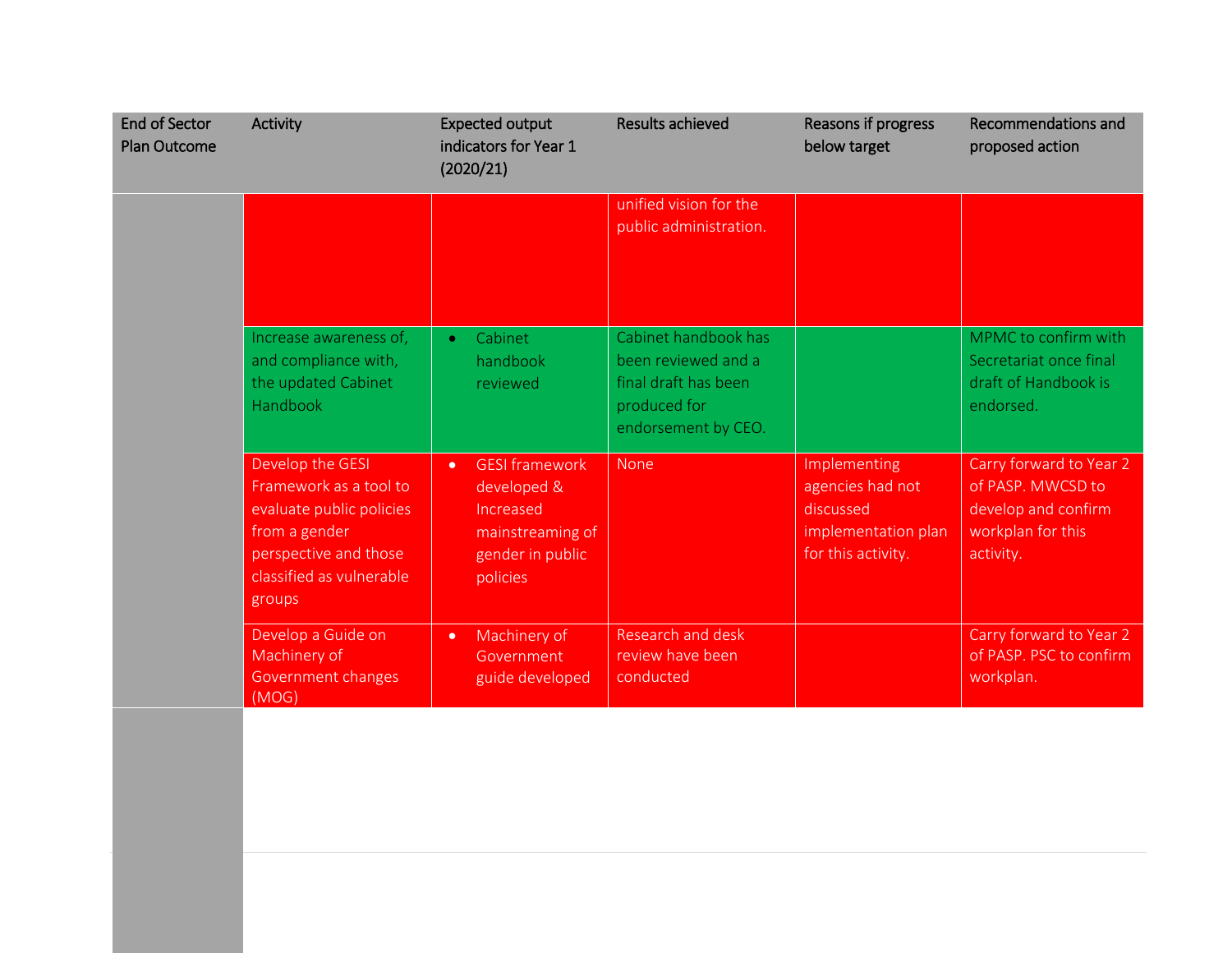| End of Sector Plan Outcome | Activity | Expected output indicators for Year 1 (2020/21) | Results achieved | Reasons if progress below target | Recommendations and proposed action |
|---|---|---|---|---|---|
| | | | unified vision for the public administration. | | |
| | Increase awareness of, and compliance with, the updated Cabinet Handbook | • Cabinet handbook reviewed | Cabinet handbook has been reviewed and a final draft has been produced for endorsement by CEO. | | MPMC to confirm with Secretariat once final draft of Handbook is endorsed. |
| | Develop the GESI Framework as a tool to evaluate public policies from a gender perspective and those classified as vulnerable groups | • GESI framework developed & Increased mainstreaming of gender in public policies | None | Implementing agencies had not discussed implementation plan for this activity. | Carry forward to Year 2 of PASP. MWCSD to develop and confirm workplan for this activity. |
| | Develop a Guide on Machinery of Government changes (MOG) | • Machinery of Government guide developed | Research and desk review have been conducted | | Carry forward to Year 2 of PASP. PSC to confirm workplan. |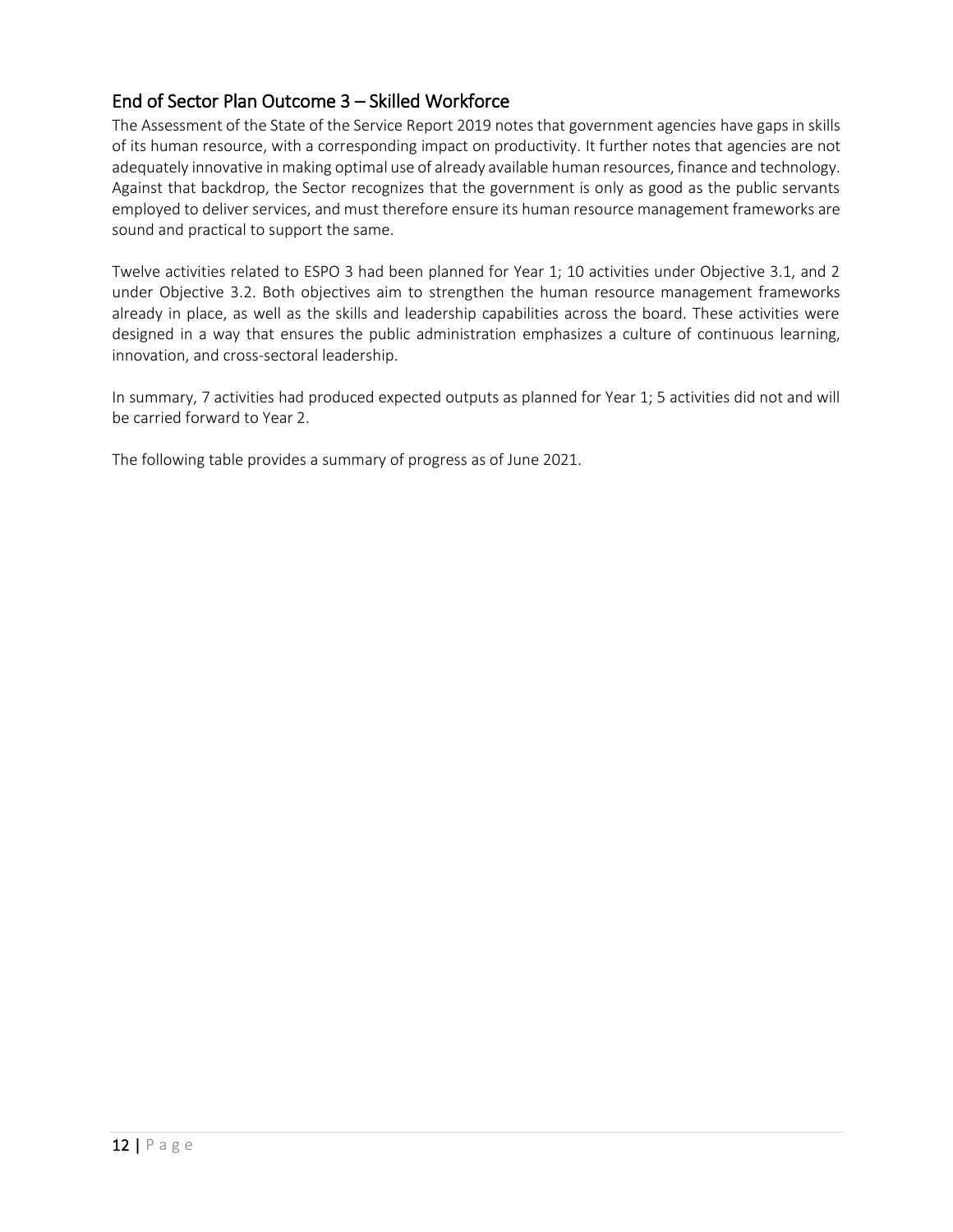## End of Sector Plan Outcome 3 – Skilled Workforce

The Assessment of the State of the Service Report 2019 notes that government agencies have gaps in skills of its human resource, with a corresponding impact on productivity. It further notes that agencies are not adequately innovative in making optimal use of already available human resources, finance and technology. Against that backdrop, the Sector recognizes that the government is only as good as the public servants employed to deliver services, and must therefore ensure its human resource management frameworks are sound and practical to support the same.

Twelve activities related to ESPO 3 had been planned for Year 1; 10 activities under Objective 3.1, and 2 under Objective 3.2. Both objectives aim to strengthen the human resource management frameworks already in place, as well as the skills and leadership capabilities across the board. These activities were designed in a way that ensures the public administration emphasizes a culture of continuous learning, innovation, and cross-sectoral leadership.

In summary, 7 activities had produced expected outputs as planned for Year 1; 5 activities did not and will be carried forward to Year 2.

The following table provides a summary of progress as of June 2021.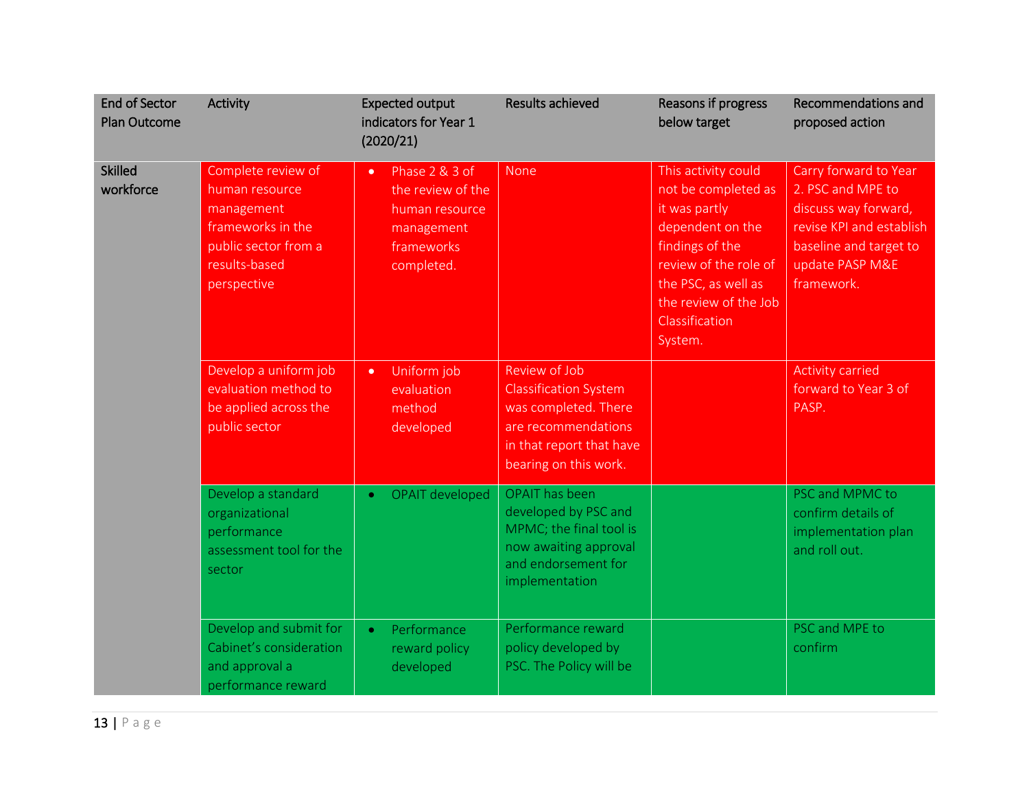| End of Sector Plan Outcome | Activity | Expected output indicators for Year 1 (2020/21) | Results achieved | Reasons if progress below target | Recommendations and proposed action |
|---|---|---|---|---|---|
| Skilled workforce | Complete review of human resource management frameworks in the public sector from a results-based perspective | • Phase 2 & 3 of the review of the human resource management frameworks completed. | None | This activity could not be completed as it was partly dependent on the findings of the review of the role of the PSC, as well as the review of the Job Classification System. | Carry forward to Year 2. PSC and MPE to discuss way forward, revise KPI and establish baseline and target to update PASP M&E framework. |
| | Develop a uniform job evaluation method to be applied across the public sector | • Uniform job evaluation method developed | Review of Job Classification System was completed. There are recommendations in that report that have bearing on this work. | | Activity carried forward to Year 3 of PASP. |
| | Develop a standard organizational performance assessment tool for the sector | • OPAIT developed | OPAIT has been developed by PSC and MPMC; the final tool is now awaiting approval and endorsement for implementation | | PSC and MPMC to confirm details of implementation plan and roll out. |
| | Develop and submit for Cabinet's consideration and approval a performance reward | • Performance reward policy developed | Performance reward policy developed by PSC. The Policy will be | | PSC and MPE to confirm |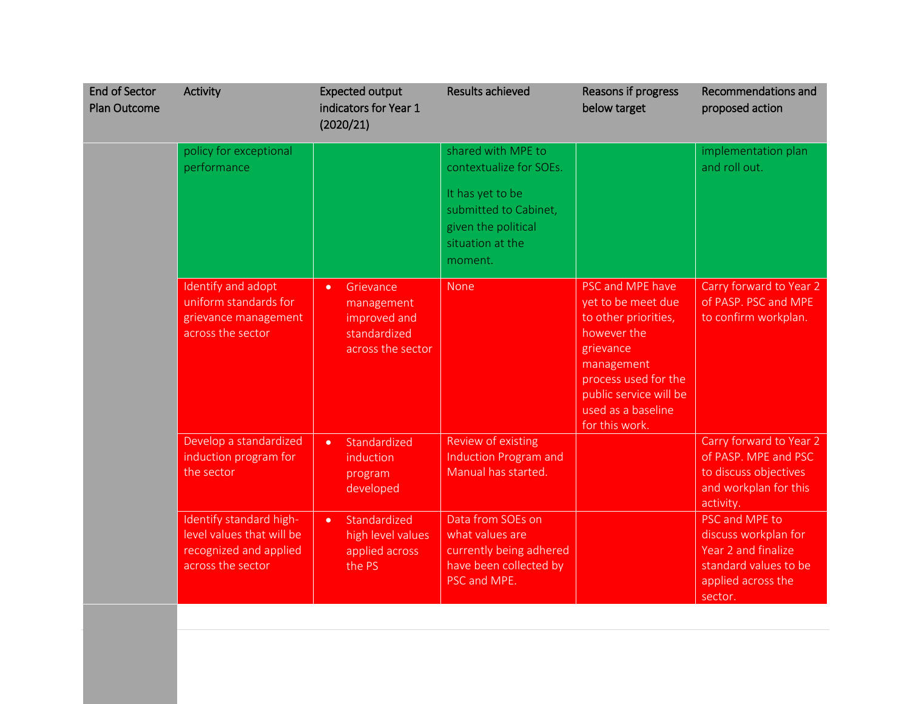| End of Sector Plan Outcome | Activity | Expected output indicators for Year 1 (2020/21) | Results achieved | Reasons if progress below target | Recommendations and proposed action |
|---|---|---|---|---|---|
| | policy for exceptional performance | | shared with MPE to contextualize for SOEs. It has yet to be submitted to Cabinet, given the political situation at the moment. | | implementation plan and roll out. |
| | Identify and adopt uniform standards for grievance management across the sector | • Grievance management improved and standardized across the sector | None | PSC and MPE have yet to be meet due to other priorities, however the grievance management process used for the public service will be used as a baseline for this work. | Carry forward to Year 2 of PASP. PSC and MPE to confirm workplan. |
| | Develop a standardized induction program for the sector | • Standardized induction program developed | Review of existing Induction Program and Manual has started. | | Carry forward to Year 2 of PASP. MPE and PSC to discuss objectives and workplan for this activity. |
| | Identify standard high-level values that will be recognized and applied across the sector | • Standardized high level values applied across the PS | Data from SOEs on what values are currently being adhered have been collected by PSC and MPE. | | PSC and MPE to discuss workplan for Year 2 and finalize standard values to be applied across the sector. |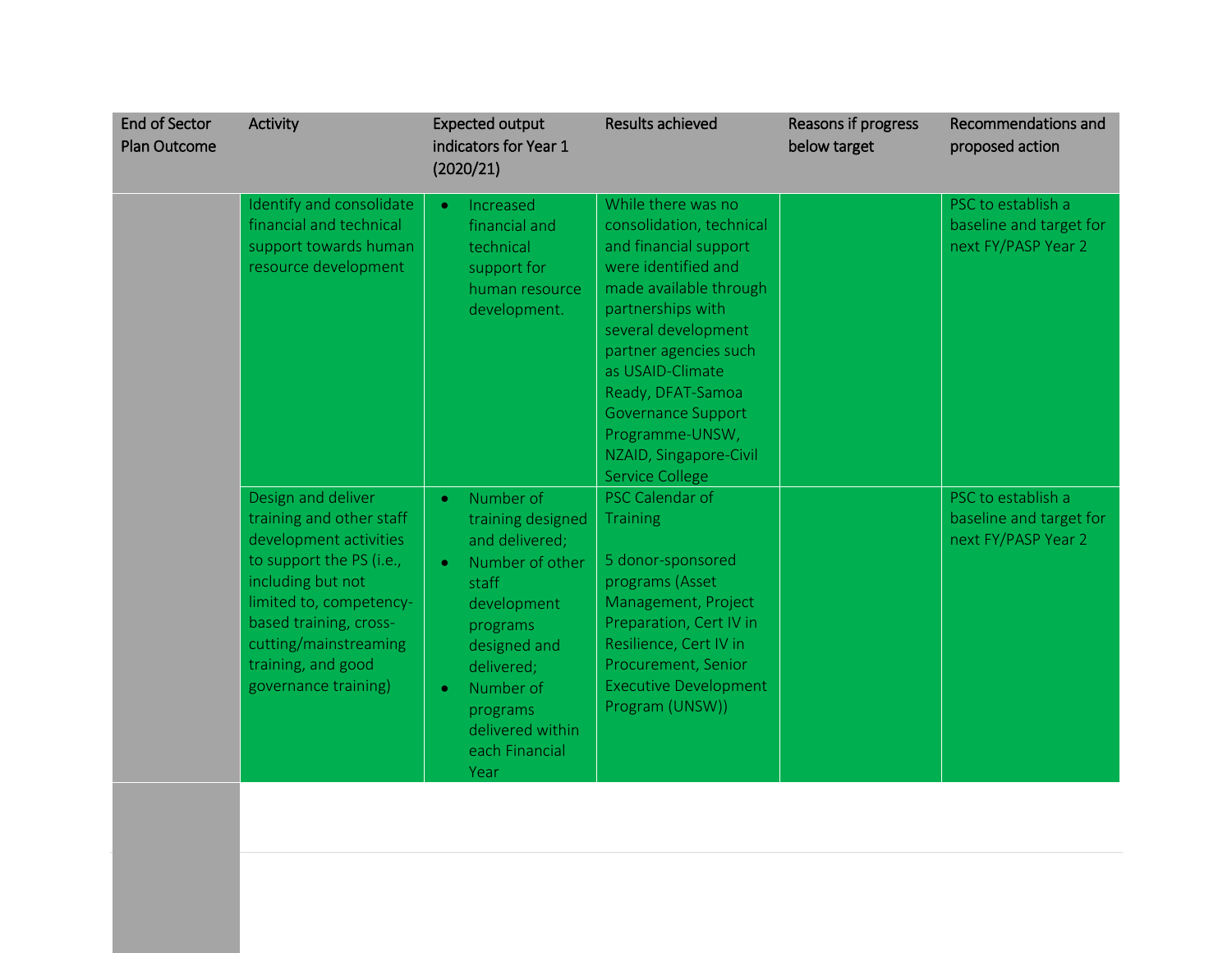| End of Sector Plan Outcome | Activity | Expected output indicators for Year 1 (2020/21) | Results achieved | Reasons if progress below target | Recommendations and proposed action |
|---|---|---|---|---|---|
| | Identify and consolidate financial and technical support towards human resource development | • Increased financial and technical support for human resource development. | While there was no consolidation, technical and financial support were identified and made available through partnerships with several development partner agencies such as USAID-Climate Ready, DFAT-Samoa Governance Support Programme-UNSW, NZAID, Singapore-Civil Service College | | PSC to establish a baseline and target for next FY/PASP Year 2 |
| | Design and deliver training and other staff development activities to support the PS (i.e., including but not limited to, competency-based training, cross-cutting/mainstreaming training, and good governance training) | • Number of training designed and delivered;<br>• Number of other staff development programs designed and delivered;<br>• Number of programs delivered within each Financial Year | PSC Calendar of Training<br><br>5 donor-sponsored programs (Asset Management, Project Preparation, Cert IV in Resilience, Cert IV in Procurement, Senior Executive Development Program (UNSW)) | | PSC to establish a baseline and target for next FY/PASP Year 2 |
| | | | | | |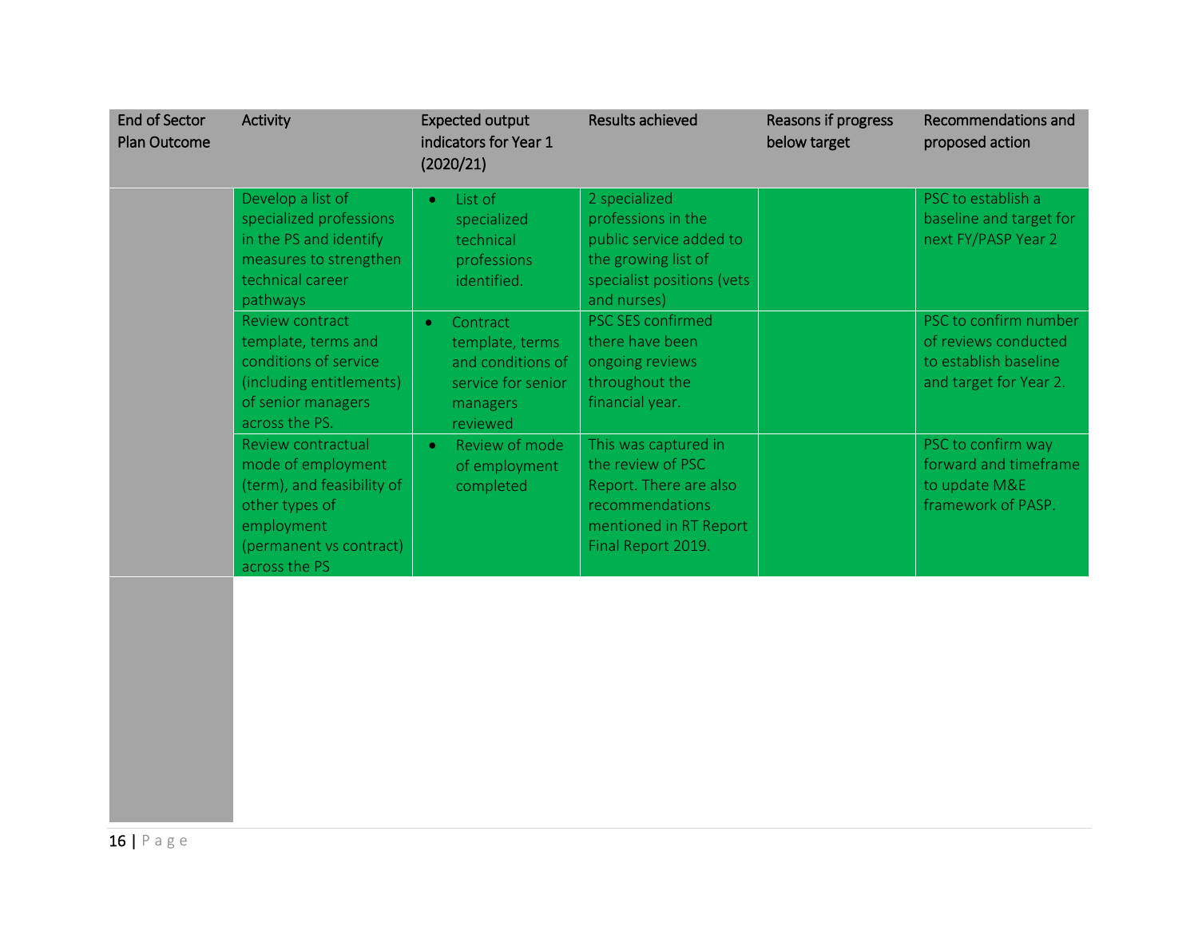| End of Sector Plan Outcome | Activity | Expected output indicators for Year 1 (2020/21) | Results achieved | Reasons if progress below target | Recommendations and proposed action |
|---|---|---|---|---|---|
| | Develop a list of specialized professions in the PS and identify measures to strengthen technical career pathways | • List of specialized technical professions identified. | 2 specialized professions in the public service added to the growing list of specialist positions (vets and nurses) | | PSC to establish a baseline and target for next FY/PASP Year 2 |
| | Review contract template, terms and conditions of service (including entitlements) of senior managers across the PS. | • Contract template, terms and conditions of service for senior managers reviewed | PSC SES confirmed there have been ongoing reviews throughout the financial year. | | PSC to confirm number of reviews conducted to establish baseline and target for Year 2. |
| | Review contractual mode of employment (term), and feasibility of other types of employment (permanent vs contract) across the PS | • Review of mode of employment completed | This was captured in the review of PSC Report. There are also recommendations mentioned in RT Report Final Report 2019. | | PSC to confirm way forward and timeframe to update M&E framework of PASP. |
| | | | | | |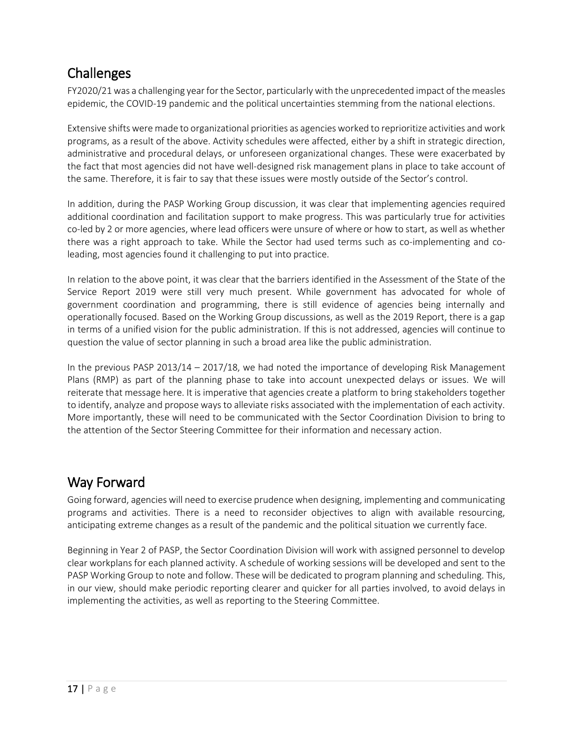## Challenges

FY2020/21 was a challenging year for the Sector, particularly with the unprecedented impact of the measles epidemic, the COVID-19 pandemic and the political uncertainties stemming from the national elections.

Extensive shifts were made to organizational priorities as agencies worked to reprioritize activities and work programs, as a result of the above. Activity schedules were affected, either by a shift in strategic direction, administrative and procedural delays, or unforeseen organizational changes. These were exacerbated by the fact that most agencies did not have well-designed risk management plans in place to take account of the same. Therefore, it is fair to say that these issues were mostly outside of the Sector's control.

In addition, during the PASP Working Group discussion, it was clear that implementing agencies required additional coordination and facilitation support to make progress. This was particularly true for activities co-led by 2 or more agencies, where lead officers were unsure of where or how to start, as well as whether there was a right approach to take. While the Sector had used terms such as co-implementing and co-leading, most agencies found it challenging to put into practice.

In relation to the above point, it was clear that the barriers identified in the Assessment of the State of the Service Report 2019 were still very much present. While government has advocated for whole of government coordination and programming, there is still evidence of agencies being internally and operationally focused. Based on the Working Group discussions, as well as the 2019 Report, there is a gap in terms of a unified vision for the public administration. If this is not addressed, agencies will continue to question the value of sector planning in such a broad area like the public administration.

In the previous PASP 2013/14 – 2017/18, we had noted the importance of developing Risk Management Plans (RMP) as part of the planning phase to take into account unexpected delays or issues. We will reiterate that message here. It is imperative that agencies create a platform to bring stakeholders together to identify, analyze and propose ways to alleviate risks associated with the implementation of each activity. More importantly, these will need to be communicated with the Sector Coordination Division to bring to the attention of the Sector Steering Committee for their information and necessary action.

## Way Forward

Going forward, agencies will need to exercise prudence when designing, implementing and communicating programs and activities. There is a need to reconsider objectives to align with available resourcing, anticipating extreme changes as a result of the pandemic and the political situation we currently face.

Beginning in Year 2 of PASP, the Sector Coordination Division will work with assigned personnel to develop clear workplans for each planned activity. A schedule of working sessions will be developed and sent to the PASP Working Group to note and follow. These will be dedicated to program planning and scheduling. This, in our view, should make periodic reporting clearer and quicker for all parties involved, to avoid delays in implementing the activities, as well as reporting to the Steering Committee.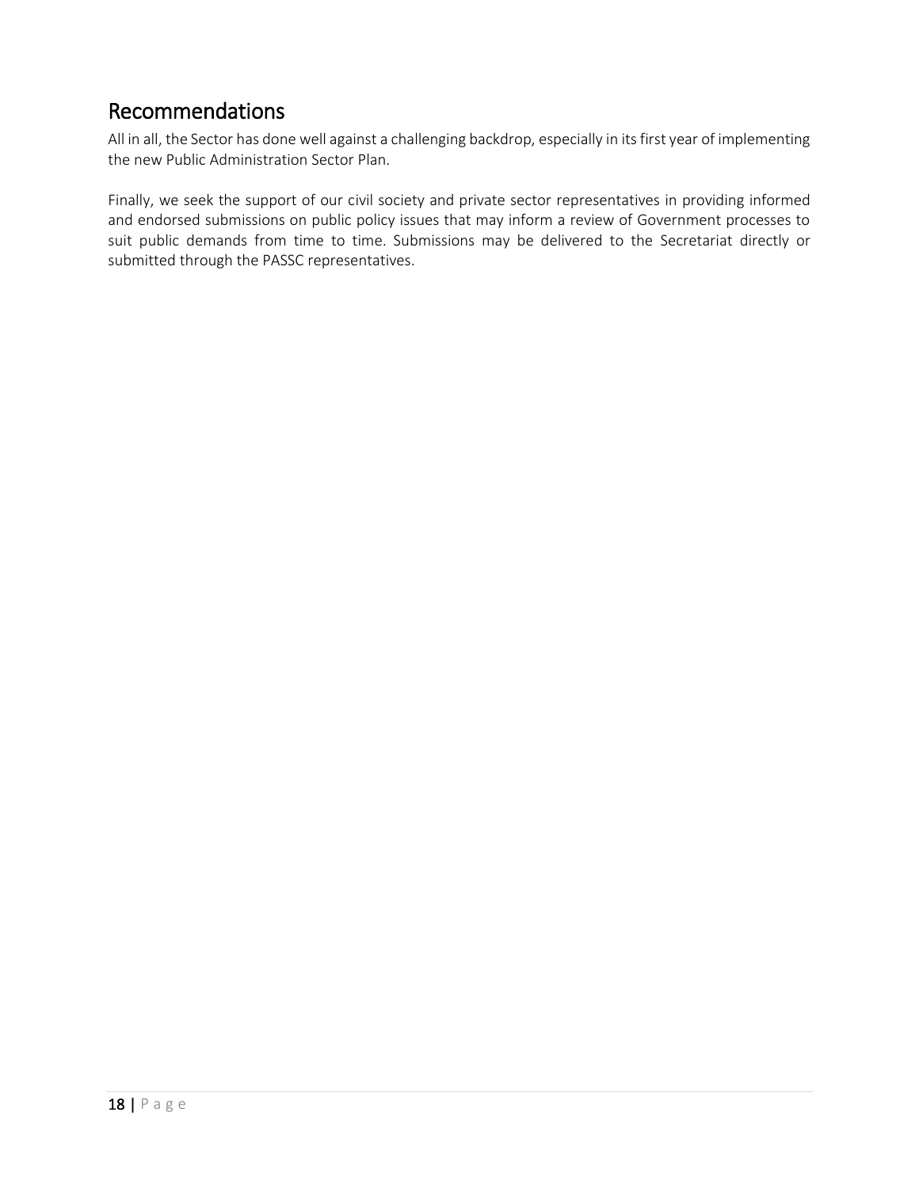## Recommendations

All in all, the Sector has done well against a challenging backdrop, especially in its first year of implementing the new Public Administration Sector Plan.

Finally, we seek the support of our civil society and private sector representatives in providing informed and endorsed submissions on public policy issues that may inform a review of Government processes to suit public demands from time to time. Submissions may be delivered to the Secretariat directly or submitted through the PASSC representatives.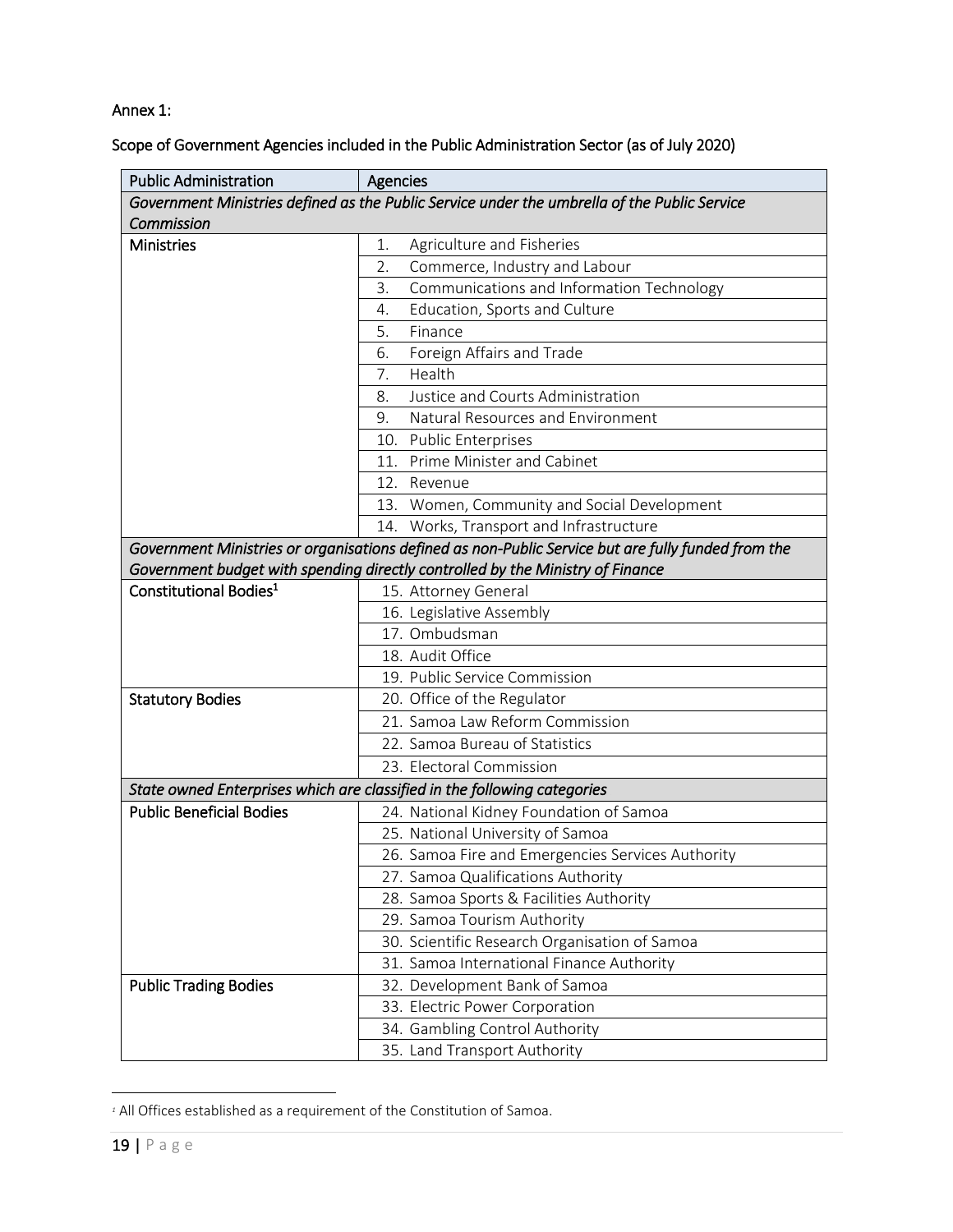Annex 1:

Scope of Government Agencies included in the Public Administration Sector (as of July 2020)

| Public Administration | Agencies |
|---|---|
| *Government Ministries defined as the Public Service under the umbrella of the Public Service Commission* | |
| Ministries | 1. Agriculture and Fisheries |
| | 2. Commerce, Industry and Labour |
| | 3. Communications and Information Technology |
| | 4. Education, Sports and Culture |
| | 5. Finance |
| | 6. Foreign Affairs and Trade |
| | 7. Health |
| | 8. Justice and Courts Administration |
| | 9. Natural Resources and Environment |
| | 10. Public Enterprises |
| | 11. Prime Minister and Cabinet |
| | 12. Revenue |
| | 13. Women, Community and Social Development |
| | 14. Works, Transport and Infrastructure |
| *Government Ministries or organisations defined as non-Public Service but are fully funded from the Government budget with spending directly controlled by the Ministry of Finance* | |
| Constitutional Bodies[1] | 15. Attorney General |
| | 16. Legislative Assembly |
| | 17. Ombudsman |
| | 18. Audit Office |
| | 19. Public Service Commission |
| Statutory Bodies | 20. Office of the Regulator |
| | 21. Samoa Law Reform Commission |
| | 22. Samoa Bureau of Statistics |
| | 23. Electoral Commission |
| *State owned Enterprises which are classified in the following categories* | |
| Public Beneficial Bodies | 24. National Kidney Foundation of Samoa |
| | 25. National University of Samoa |
| | 26. Samoa Fire and Emergencies Services Authority |
| | 27. Samoa Qualifications Authority |
| | 28. Samoa Sports & Facilities Authority |
| | 29. Samoa Tourism Authority |
| | 30. Scientific Research Organisation of Samoa |
| | 31. Samoa International Finance Authority |
| Public Trading Bodies | 32. Development Bank of Samoa |
| | 33. Electric Power Corporation |
| | 34. Gambling Control Authority |
| | 35. Land Transport Authority |

[1] All Offices established as a requirement of the Constitution of Samoa.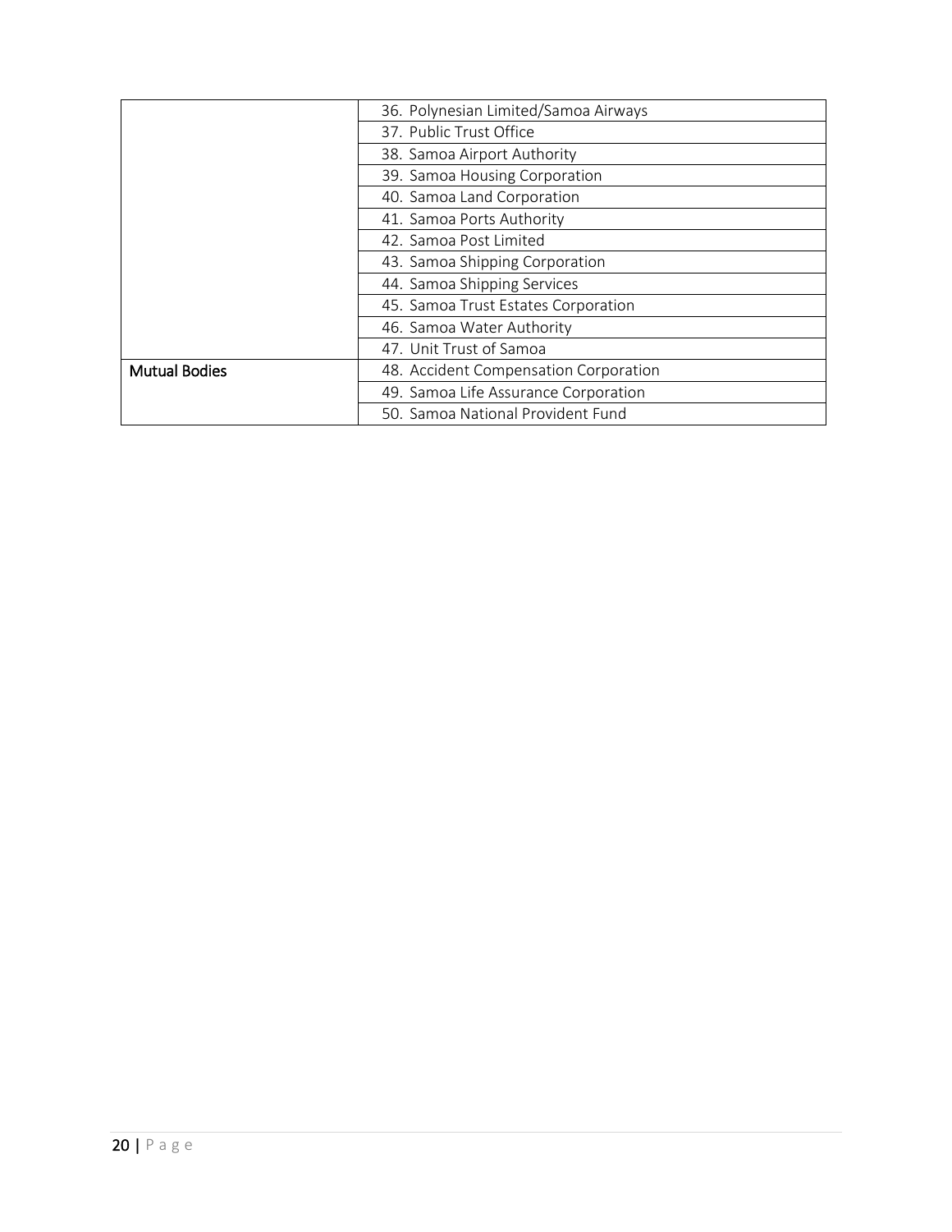| | |
|---|---|
| | 36. Polynesian Limited/Samoa Airways |
| | 37. Public Trust Office |
| | 38. Samoa Airport Authority |
| | 39. Samoa Housing Corporation |
| | 40. Samoa Land Corporation |
| | 41. Samoa Ports Authority |
| | 42. Samoa Post Limited |
| | 43. Samoa Shipping Corporation |
| | 44. Samoa Shipping Services |
| | 45. Samoa Trust Estates Corporation |
| | 46. Samoa Water Authority |
| | 47. Unit Trust of Samoa |
| Mutual Bodies | 48. Accident Compensation Corporation |
| | 49. Samoa Life Assurance Corporation |
| | 50. Samoa National Provident Fund |